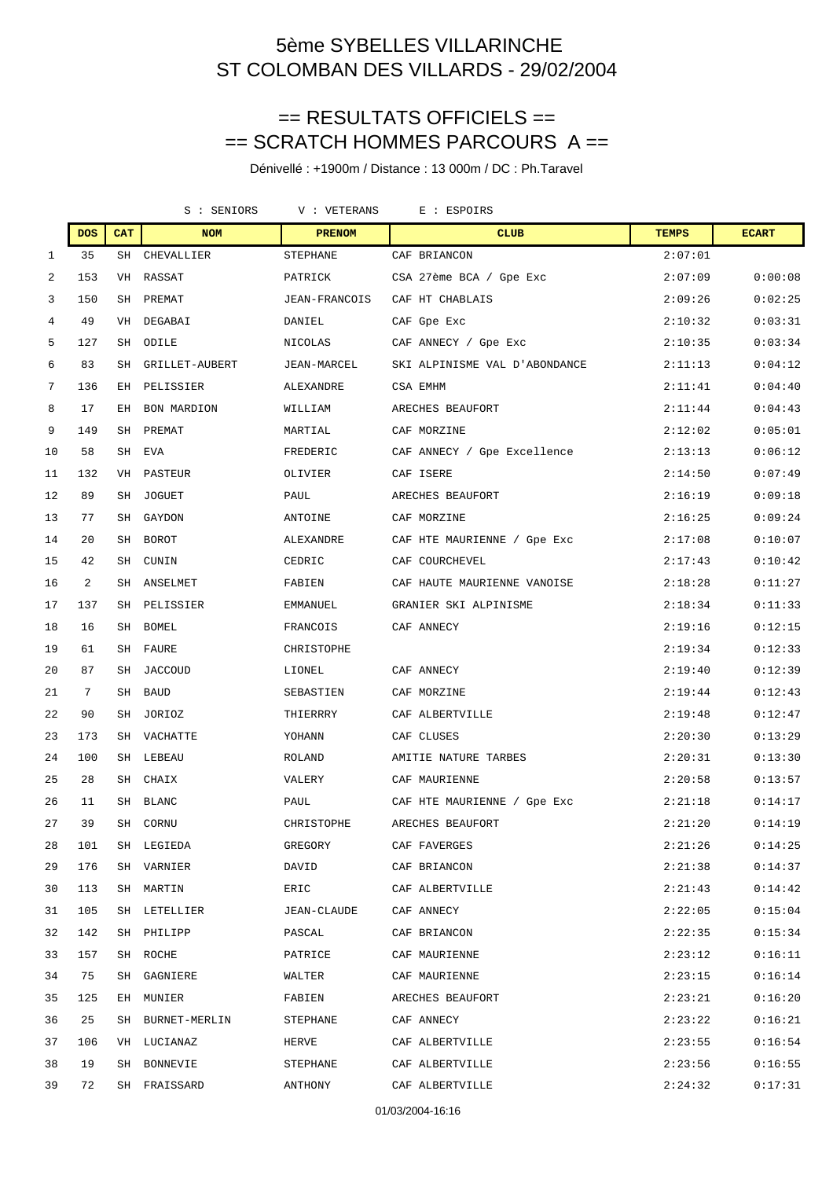# 5ème SYBELLES VILLARINCHE
# ST COLOMBAN DES VILLARDS - 29/02/2004

## == RESULTATS OFFICIELS ==
## == SCRATCH HOMMES PARCOURS A ==

Dénivellé : +1900m / Distance : 13 000m / DC : Ph.Taravel

S : SENIORS V : VETERANS E : ESPOIRS

| | DOS | CAT | NOM | PRENOM | CLUB | TEMPS | ECART |
|---|---|---|---|---|---|---|---|
| 1 | 35 | SH | CHEVALLIER | STEPHANE | CAF BRIANCON | 2:07:01 | |
| 2 | 153 | VH | RASSAT | PATRICK | CSA 27ème BCA / Gpe Exc | 2:07:09 | 0:00:08 |
| 3 | 150 | SH | PREMAT | JEAN-FRANCOIS | CAF HT CHABLAIS | 2:09:26 | 0:02:25 |
| 4 | 49 | VH | DEGABAI | DANIEL | CAF Gpe Exc | 2:10:32 | 0:03:31 |
| 5 | 127 | SH | ODILE | NICOLAS | CAF ANNECY / Gpe Exc | 2:10:35 | 0:03:34 |
| 6 | 83 | SH | GRILLET-AUBERT | JEAN-MARCEL | SKI ALPINISME VAL D'ABONDANCE | 2:11:13 | 0:04:12 |
| 7 | 136 | EH | PELISSIER | ALEXANDRE | CSA EMHM | 2:11:41 | 0:04:40 |
| 8 | 17 | EH | BON MARDION | WILLIAM | ARECHES BEAUFORT | 2:11:44 | 0:04:43 |
| 9 | 149 | SH | PREMAT | MARTIAL | CAF MORZINE | 2:12:02 | 0:05:01 |
| 10 | 58 | SH | EVA | FREDERIC | CAF ANNECY / Gpe Excellence | 2:13:13 | 0:06:12 |
| 11 | 132 | VH | PASTEUR | OLIVIER | CAF ISERE | 2:14:50 | 0:07:49 |
| 12 | 89 | SH | JOGUET | PAUL | ARECHES BEAUFORT | 2:16:19 | 0:09:18 |
| 13 | 77 | SH | GAYDON | ANTOINE | CAF MORZINE | 2:16:25 | 0:09:24 |
| 14 | 20 | SH | BOROT | ALEXANDRE | CAF HTE MAURIENNE / Gpe Exc | 2:17:08 | 0:10:07 |
| 15 | 42 | SH | CUNIN | CEDRIC | CAF COURCHEVEL | 2:17:43 | 0:10:42 |
| 16 | 2 | SH | ANSELMET | FABIEN | CAF HAUTE MAURIENNE VANOISE | 2:18:28 | 0:11:27 |
| 17 | 137 | SH | PELISSIER | EMMANUEL | GRANIER SKI ALPINISME | 2:18:34 | 0:11:33 |
| 18 | 16 | SH | BOMEL | FRANCOIS | CAF ANNECY | 2:19:16 | 0:12:15 |
| 19 | 61 | SH | FAURE | CHRISTOPHE | | 2:19:34 | 0:12:33 |
| 20 | 87 | SH | JACCOUD | LIONEL | CAF ANNECY | 2:19:40 | 0:12:39 |
| 21 | 7 | SH | BAUD | SEBASTIEN | CAF MORZINE | 2:19:44 | 0:12:43 |
| 22 | 90 | SH | JORIOZ | THIERRRY | CAF ALBERTVILLE | 2:19:48 | 0:12:47 |
| 23 | 173 | SH | VACHATTE | YOHANN | CAF CLUSES | 2:20:30 | 0:13:29 |
| 24 | 100 | SH | LEBEAU | ROLAND | AMITIE NATURE TARBES | 2:20:31 | 0:13:30 |
| 25 | 28 | SH | CHAIX | VALERY | CAF MAURIENNE | 2:20:58 | 0:13:57 |
| 26 | 11 | SH | BLANC | PAUL | CAF HTE MAURIENNE / Gpe Exc | 2:21:18 | 0:14:17 |
| 27 | 39 | SH | CORNU | CHRISTOPHE | ARECHES BEAUFORT | 2:21:20 | 0:14:19 |
| 28 | 101 | SH | LEGIEDA | GREGORY | CAF FAVERGES | 2:21:26 | 0:14:25 |
| 29 | 176 | SH | VARNIER | DAVID | CAF BRIANCON | 2:21:38 | 0:14:37 |
| 30 | 113 | SH | MARTIN | ERIC | CAF ALBERTVILLE | 2:21:43 | 0:14:42 |
| 31 | 105 | SH | LETELLIER | JEAN-CLAUDE | CAF ANNECY | 2:22:05 | 0:15:04 |
| 32 | 142 | SH | PHILIPP | PASCAL | CAF BRIANCON | 2:22:35 | 0:15:34 |
| 33 | 157 | SH | ROCHE | PATRICE | CAF MAURIENNE | 2:23:12 | 0:16:11 |
| 34 | 75 | SH | GAGNIERE | WALTER | CAF MAURIENNE | 2:23:15 | 0:16:14 |
| 35 | 125 | EH | MUNIER | FABIEN | ARECHES BEAUFORT | 2:23:21 | 0:16:20 |
| 36 | 25 | SH | BURNET-MERLIN | STEPHANE | CAF ANNECY | 2:23:22 | 0:16:21 |
| 37 | 106 | VH | LUCIANAZ | HERVE | CAF ALBERTVILLE | 2:23:55 | 0:16:54 |
| 38 | 19 | SH | BONNEVIE | STEPHANE | CAF ALBERTVILLE | 2:23:56 | 0:16:55 |
| 39 | 72 | SH | FRAISSARD | ANTHONY | CAF ALBERTVILLE | 2:24:32 | 0:17:31 |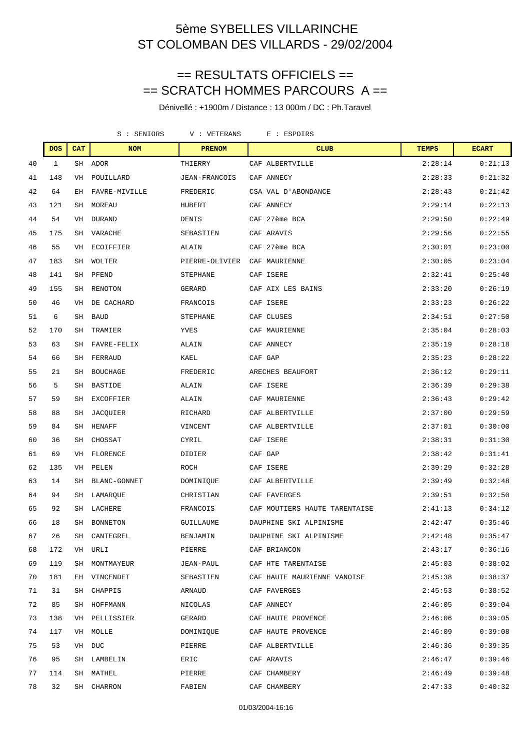# 5ème SYBELLES VILLARINCHE
# ST COLOMBAN DES VILLARDS - 29/02/2004

## == RESULTATS OFFICIELS ==
## == SCRATCH HOMMES PARCOURS A ==

Dénivellé : +1900m / Distance : 13 000m / DC : Ph.Taravel

S : SENIORS V : VETERANS E : ESPOIRS

| | DOS | CAT | NOM | PRENOM | CLUB | TEMPS | ECART |
|---|---|---|---|---|---|---|---|
| 40 | 1 | SH | ADOR | THIERRY | CAF ALBERTVILLE | 2:28:14 | 0:21:13 |
| 41 | 148 | VH | POUILLARD | JEAN-FRANCOIS | CAF ANNECY | 2:28:33 | 0:21:32 |
| 42 | 64 | EH | FAVRE-MIVILLE | FREDERIC | CSA VAL D'ABONDANCE | 2:28:43 | 0:21:42 |
| 43 | 121 | SH | MOREAU | HUBERT | CAF ANNECY | 2:29:14 | 0:22:13 |
| 44 | 54 | VH | DURAND | DENIS | CAF 27ème BCA | 2:29:50 | 0:22:49 |
| 45 | 175 | SH | VARACHE | SEBASTIEN | CAF ARAVIS | 2:29:56 | 0:22:55 |
| 46 | 55 | VH | ECOIFFIER | ALAIN | CAF 27ème BCA | 2:30:01 | 0:23:00 |
| 47 | 183 | SH | WOLTER | PIERRE-OLIVIER | CAF MAURIENNE | 2:30:05 | 0:23:04 |
| 48 | 141 | SH | PFEND | STEPHANE | CAF ISERE | 2:32:41 | 0:25:40 |
| 49 | 155 | SH | RENOTON | GERARD | CAF AIX LES BAINS | 2:33:20 | 0:26:19 |
| 50 | 46 | VH | DE CACHARD | FRANCOIS | CAF ISERE | 2:33:23 | 0:26:22 |
| 51 | 6 | SH | BAUD | STEPHANE | CAF CLUSES | 2:34:51 | 0:27:50 |
| 52 | 170 | SH | TRAMIER | YVES | CAF MAURIENNE | 2:35:04 | 0:28:03 |
| 53 | 63 | SH | FAVRE-FELIX | ALAIN | CAF ANNECY | 2:35:19 | 0:28:18 |
| 54 | 66 | SH | FERRAUD | KAEL | CAF GAP | 2:35:23 | 0:28:22 |
| 55 | 21 | SH | BOUCHAGE | FREDERIC | ARECHES BEAUFORT | 2:36:12 | 0:29:11 |
| 56 | 5 | SH | BASTIDE | ALAIN | CAF ISERE | 2:36:39 | 0:29:38 |
| 57 | 59 | SH | EXCOFFIER | ALAIN | CAF MAURIENNE | 2:36:43 | 0:29:42 |
| 58 | 88 | SH | JACQUIER | RICHARD | CAF ALBERTVILLE | 2:37:00 | 0:29:59 |
| 59 | 84 | SH | HENAFF | VINCENT | CAF ALBERTVILLE | 2:37:01 | 0:30:00 |
| 60 | 36 | SH | CHOSSAT | CYRIL | CAF ISERE | 2:38:31 | 0:31:30 |
| 61 | 69 | VH | FLORENCE | DIDIER | CAF GAP | 2:38:42 | 0:31:41 |
| 62 | 135 | VH | PELEN | ROCH | CAF ISERE | 2:39:29 | 0:32:28 |
| 63 | 14 | SH | BLANC-GONNET | DOMINIQUE | CAF ALBERTVILLE | 2:39:49 | 0:32:48 |
| 64 | 94 | SH | LAMARQUE | CHRISTIAN | CAF FAVERGES | 2:39:51 | 0:32:50 |
| 65 | 92 | SH | LACHERE | FRANCOIS | CAF MOUTIERS HAUTE TARENTAISE | 2:41:13 | 0:34:12 |
| 66 | 18 | SH | BONNETON | GUILLAUME | DAUPHINE SKI ALPINISME | 2:42:47 | 0:35:46 |
| 67 | 26 | SH | CANTEGREL | BENJAMIN | DAUPHINE SKI ALPINISME | 2:42:48 | 0:35:47 |
| 68 | 172 | VH | URLI | PIERRE | CAF BRIANCON | 2:43:17 | 0:36:16 |
| 69 | 119 | SH | MONTMAYEUR | JEAN-PAUL | CAF HTE TARENTAISE | 2:45:03 | 0:38:02 |
| 70 | 181 | EH | VINCENDET | SEBASTIEN | CAF HAUTE MAURIENNE VANOISE | 2:45:38 | 0:38:37 |
| 71 | 31 | SH | CHAPPIS | ARNAUD | CAF FAVERGES | 2:45:53 | 0:38:52 |
| 72 | 85 | SH | HOFFMANN | NICOLAS | CAF ANNECY | 2:46:05 | 0:39:04 |
| 73 | 138 | VH | PELLISSIER | GERARD | CAF HAUTE PROVENCE | 2:46:06 | 0:39:05 |
| 74 | 117 | VH | MOLLE | DOMINIQUE | CAF HAUTE PROVENCE | 2:46:09 | 0:39:08 |
| 75 | 53 | VH | DUC | PIERRE | CAF ALBERTVILLE | 2:46:36 | 0:39:35 |
| 76 | 95 | SH | LAMBELIN | ERIC | CAF ARAVIS | 2:46:47 | 0:39:46 |
| 77 | 114 | SH | MATHEL | PIERRE | CAF CHAMBERY | 2:46:49 | 0:39:48 |
| 78 | 32 | SH | CHARRON | FABIEN | CAF CHAMBERY | 2:47:33 | 0:40:32 |

01/03/2004-16:16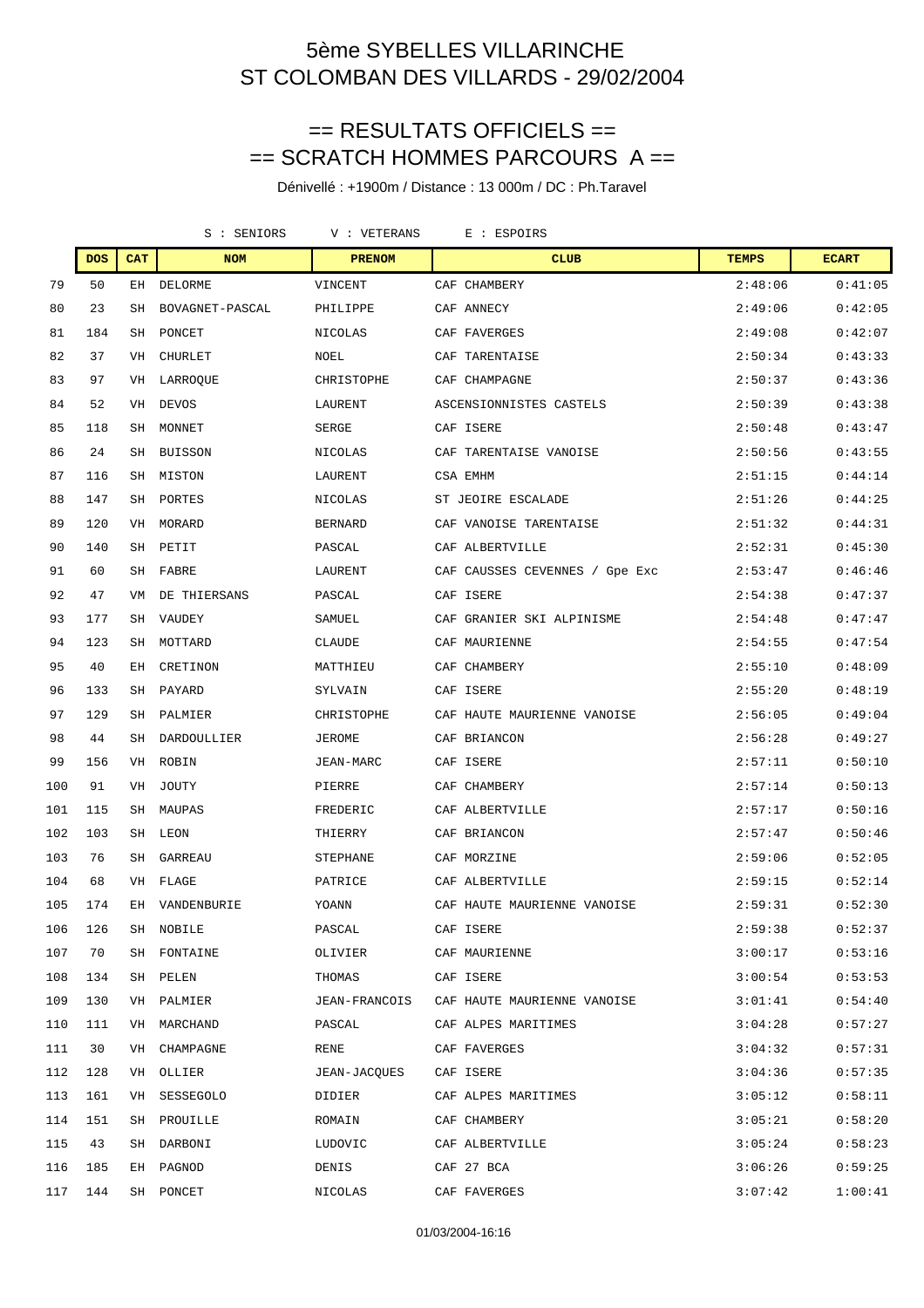# 5ème SYBELLES VILLARINCHE
# ST COLOMBAN DES VILLARDS - 29/02/2004

## == RESULTATS OFFICIELS ==
## == SCRATCH HOMMES PARCOURS A ==

Dénivellé : +1900m / Distance : 13 000m / DC : Ph.Taravel

S : SENIORS     V : VETERANS     E : ESPOIRS

| | DOS | CAT | NOM | PRENOM | CLUB | TEMPS | ECART |
|---|---|---|---|---|---|---|---|
| 79 | 50 | EH | DELORME | VINCENT | CAF CHAMBERY | 2:48:06 | 0:41:05 |
| 80 | 23 | SH | BOVAGNET-PASCAL | PHILIPPE | CAF ANNECY | 2:49:06 | 0:42:05 |
| 81 | 184 | SH | PONCET | NICOLAS | CAF FAVERGES | 2:49:08 | 0:42:07 |
| 82 | 37 | VH | CHURLET | NOEL | CAF TARENTAISE | 2:50:34 | 0:43:33 |
| 83 | 97 | VH | LARROQUE | CHRISTOPHE | CAF CHAMPAGNE | 2:50:37 | 0:43:36 |
| 84 | 52 | VH | DEVOS | LAURENT | ASCENSIONNISTES CASTELS | 2:50:39 | 0:43:38 |
| 85 | 118 | SH | MONNET | SERGE | CAF ISERE | 2:50:48 | 0:43:47 |
| 86 | 24 | SH | BUISSON | NICOLAS | CAF TARENTAISE VANOISE | 2:50:56 | 0:43:55 |
| 87 | 116 | SH | MISTON | LAURENT | CSA EMHM | 2:51:15 | 0:44:14 |
| 88 | 147 | SH | PORTES | NICOLAS | ST JEOIRE ESCALADE | 2:51:26 | 0:44:25 |
| 89 | 120 | VH | MORARD | BERNARD | CAF VANOISE TARENTAISE | 2:51:32 | 0:44:31 |
| 90 | 140 | SH | PETIT | PASCAL | CAF ALBERTVILLE | 2:52:31 | 0:45:30 |
| 91 | 60 | SH | FABRE | LAURENT | CAF CAUSSES CEVENNES / Gpe Exc | 2:53:47 | 0:46:46 |
| 92 | 47 | VM | DE THIERSANS | PASCAL | CAF ISERE | 2:54:38 | 0:47:37 |
| 93 | 177 | SH | VAUDEY | SAMUEL | CAF GRANIER SKI ALPINISME | 2:54:48 | 0:47:47 |
| 94 | 123 | SH | MOTTARD | CLAUDE | CAF MAURIENNE | 2:54:55 | 0:47:54 |
| 95 | 40 | EH | CRETINON | MATTHIEU | CAF CHAMBERY | 2:55:10 | 0:48:09 |
| 96 | 133 | SH | PAYARD | SYLVAIN | CAF ISERE | 2:55:20 | 0:48:19 |
| 97 | 129 | SH | PALMIER | CHRISTOPHE | CAF HAUTE MAURIENNE VANOISE | 2:56:05 | 0:49:04 |
| 98 | 44 | SH | DARDOULLIER | JEROME | CAF BRIANCON | 2:56:28 | 0:49:27 |
| 99 | 156 | VH | ROBIN | JEAN-MARC | CAF ISERE | 2:57:11 | 0:50:10 |
| 100 | 91 | VH | JOUTY | PIERRE | CAF CHAMBERY | 2:57:14 | 0:50:13 |
| 101 | 115 | SH | MAUPAS | FREDERIC | CAF ALBERTVILLE | 2:57:17 | 0:50:16 |
| 102 | 103 | SH | LEON | THIERRY | CAF BRIANCON | 2:57:47 | 0:50:46 |
| 103 | 76 | SH | GARREAU | STEPHANE | CAF MORZINE | 2:59:06 | 0:52:05 |
| 104 | 68 | VH | FLAGE | PATRICE | CAF ALBERTVILLE | 2:59:15 | 0:52:14 |
| 105 | 174 | EH | VANDENBURIE | YOANN | CAF HAUTE MAURIENNE VANOISE | 2:59:31 | 0:52:30 |
| 106 | 126 | SH | NOBILE | PASCAL | CAF ISERE | 2:59:38 | 0:52:37 |
| 107 | 70 | SH | FONTAINE | OLIVIER | CAF MAURIENNE | 3:00:17 | 0:53:16 |
| 108 | 134 | SH | PELEN | THOMAS | CAF ISERE | 3:00:54 | 0:53:53 |
| 109 | 130 | VH | PALMIER | JEAN-FRANCOIS | CAF HAUTE MAURIENNE VANOISE | 3:01:41 | 0:54:40 |
| 110 | 111 | VH | MARCHAND | PASCAL | CAF ALPES MARITIMES | 3:04:28 | 0:57:27 |
| 111 | 30 | VH | CHAMPAGNE | RENE | CAF FAVERGES | 3:04:32 | 0:57:31 |
| 112 | 128 | VH | OLLIER | JEAN-JACQUES | CAF ISERE | 3:04:36 | 0:57:35 |
| 113 | 161 | VH | SESSEGOLO | DIDIER | CAF ALPES MARITIMES | 3:05:12 | 0:58:11 |
| 114 | 151 | SH | PROUILLE | ROMAIN | CAF CHAMBERY | 3:05:21 | 0:58:20 |
| 115 | 43 | SH | DARBONI | LUDOVIC | CAF ALBERTVILLE | 3:05:24 | 0:58:23 |
| 116 | 185 | EH | PAGNOD | DENIS | CAF 27 BCA | 3:06:26 | 0:59:25 |
| 117 | 144 | SH | PONCET | NICOLAS | CAF FAVERGES | 3:07:42 | 1:00:41 |

01/03/2004-16:16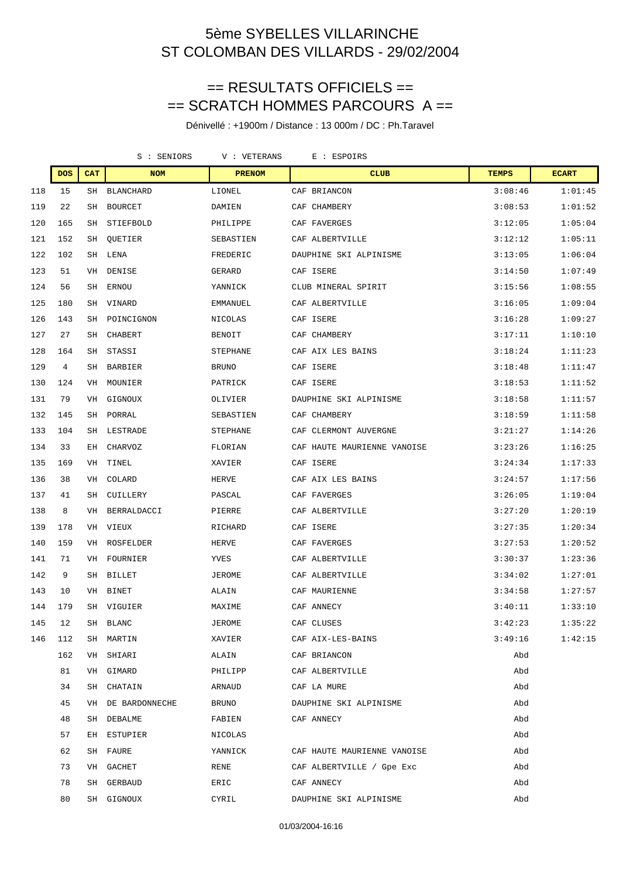# 5ème SYBELLES VILLARINCHE
# ST COLOMBAN DES VILLARDS - 29/02/2004

## == RESULTATS OFFICIELS ==
## == SCRATCH HOMMES PARCOURS A ==

Dénivellé : +1900m / Distance : 13 000m / DC : Ph.Taravel

S : SENIORS V : VETERANS E : ESPOIRS

| | DOS | CAT | NOM | PRENOM | CLUB | TEMPS | ECART |
|---|---|---|---|---|---|---|---|
| 118 | 15 | SH | BLANCHARD | LIONEL | CAF BRIANCON | 3:08:46 | 1:01:45 |
| 119 | 22 | SH | BOURCET | DAMIEN | CAF CHAMBERY | 3:08:53 | 1:01:52 |
| 120 | 165 | SH | STIEFBOLD | PHILIPPE | CAF FAVERGES | 3:12:05 | 1:05:04 |
| 121 | 152 | SH | QUETIER | SEBASTIEN | CAF ALBERTVILLE | 3:12:12 | 1:05:11 |
| 122 | 102 | SH | LENA | FREDERIC | DAUPHINE SKI ALPINISME | 3:13:05 | 1:06:04 |
| 123 | 51 | VH | DENISE | GERARD | CAF ISERE | 3:14:50 | 1:07:49 |
| 124 | 56 | SH | ERNOU | YANNICK | CLUB MINERAL SPIRIT | 3:15:56 | 1:08:55 |
| 125 | 180 | SH | VINARD | EMMANUEL | CAF ALBERTVILLE | 3:16:05 | 1:09:04 |
| 126 | 143 | SH | POINCIGNON | NICOLAS | CAF ISERE | 3:16:28 | 1:09:27 |
| 127 | 27 | SH | CHABERT | BENOIT | CAF CHAMBERY | 3:17:11 | 1:10:10 |
| 128 | 164 | SH | STASSI | STEPHANE | CAF AIX LES BAINS | 3:18:24 | 1:11:23 |
| 129 | 4 | SH | BARBIER | BRUNO | CAF ISERE | 3:18:48 | 1:11:47 |
| 130 | 124 | VH | MOUNIER | PATRICK | CAF ISERE | 3:18:53 | 1:11:52 |
| 131 | 79 | VH | GIGNOUX | OLIVIER | DAUPHINE SKI ALPINISME | 3:18:58 | 1:11:57 |
| 132 | 145 | SH | PORRAL | SEBASTIEN | CAF CHAMBERY | 3:18:59 | 1:11:58 |
| 133 | 104 | SH | LESTRADE | STEPHANE | CAF CLERMONT AUVERGNE | 3:21:27 | 1:14:26 |
| 134 | 33 | EH | CHARVOZ | FLORIAN | CAF HAUTE MAURIENNE VANOISE | 3:23:26 | 1:16:25 |
| 135 | 169 | VH | TINEL | XAVIER | CAF ISERE | 3:24:34 | 1:17:33 |
| 136 | 38 | VH | COLARD | HERVE | CAF AIX LES BAINS | 3:24:57 | 1:17:56 |
| 137 | 41 | SH | CUILLERY | PASCAL | CAF FAVERGES | 3:26:05 | 1:19:04 |
| 138 | 8 | VH | BERRALDACCI | PIERRE | CAF ALBERTVILLE | 3:27:20 | 1:20:19 |
| 139 | 178 | VH | VIEUX | RICHARD | CAF ISERE | 3:27:35 | 1:20:34 |
| 140 | 159 | VH | ROSFELDER | HERVE | CAF FAVERGES | 3:27:53 | 1:20:52 |
| 141 | 71 | VH | FOURNIER | YVES | CAF ALBERTVILLE | 3:30:37 | 1:23:36 |
| 142 | 9 | SH | BILLET | JEROME | CAF ALBERTVILLE | 3:34:02 | 1:27:01 |
| 143 | 10 | VH | BINET | ALAIN | CAF MAURIENNE | 3:34:58 | 1:27:57 |
| 144 | 179 | SH | VIGUIER | MAXIME | CAF ANNECY | 3:40:11 | 1:33:10 |
| 145 | 12 | SH | BLANC | JEROME | CAF CLUSES | 3:42:23 | 1:35:22 |
| 146 | 112 | SH | MARTIN | XAVIER | CAF AIX-LES-BAINS | 3:49:16 | 1:42:15 |
| | 162 | VH | SHIARI | ALAIN | CAF BRIANCON | Abd | |
| | 81 | VH | GIMARD | PHILIPP | CAF ALBERTVILLE | Abd | |
| | 34 | SH | CHATAIN | ARNAUD | CAF LA MURE | Abd | |
| | 45 | VH | DE BARDONNECHE | BRUNO | DAUPHINE SKI ALPINISME | Abd | |
| | 48 | SH | DEBALME | FABIEN | CAF ANNECY | Abd | |
| | 57 | EH | ESTUPIER | NICOLAS | | Abd | |
| | 62 | SH | FAURE | YANNICK | CAF HAUTE MAURIENNE VANOISE | Abd | |
| | 73 | VH | GACHET | RENE | CAF ALBERTVILLE / Gpe Exc | Abd | |
| | 78 | SH | GERBAUD | ERIC | CAF ANNECY | Abd | |
| | 80 | SH | GIGNOUX | CYRIL | DAUPHINE SKI ALPINISME | Abd | |

01/03/2004-16:16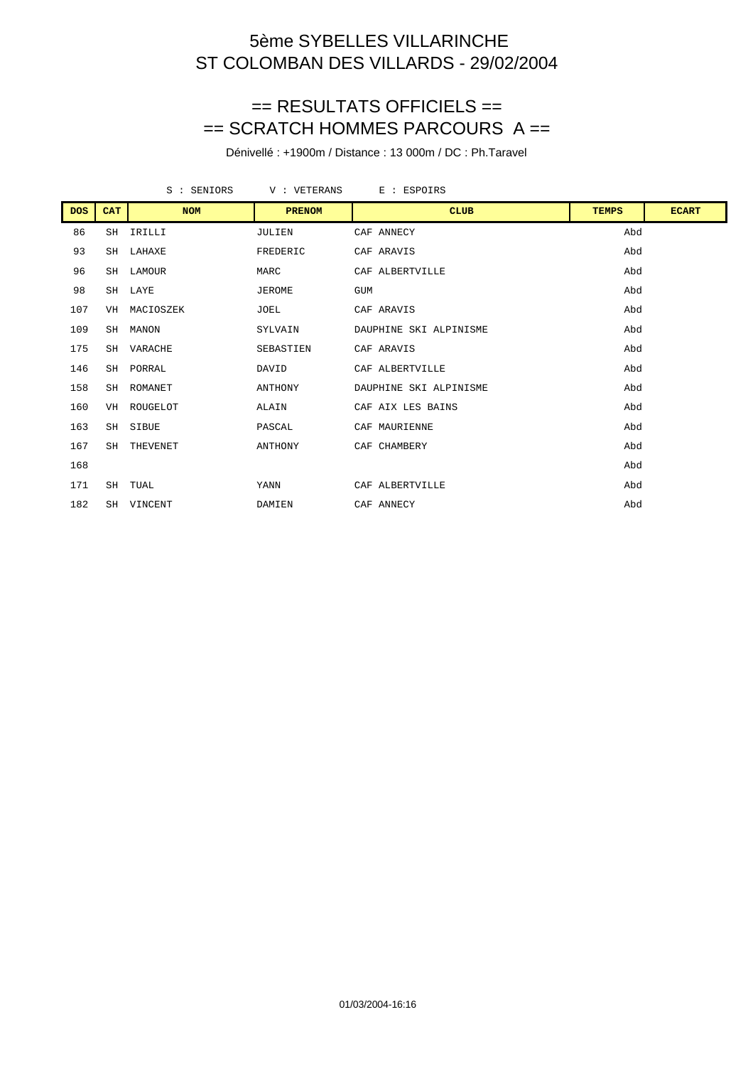# 5ème SYBELLES VILLARINCHE
# ST COLOMBAN DES VILLARDS - 29/02/2004

## == RESULTATS OFFICIELS ==
## == SCRATCH HOMMES PARCOURS A ==

Dénivellé : +1900m / Distance : 13 000m / DC : Ph.Taravel

S : SENIORS V : VETERANS E : ESPOIRS

| DOS | CAT | NOM | PRENOM | CLUB | TEMPS | ECART |
|---|---|---|---|---|---|---|
| 86 | SH | IRILLI | JULIEN | CAF ANNECY | Abd | |
| 93 | SH | LAHAXE | FREDERIC | CAF ARAVIS | Abd | |
| 96 | SH | LAMOUR | MARC | CAF ALBERTVILLE | Abd | |
| 98 | SH | LAYE | JEROME | GUM | Abd | |
| 107 | VH | MACIOSZEK | JOEL | CAF ARAVIS | Abd | |
| 109 | SH | MANON | SYLVAIN | DAUPHINE SKI ALPINISME | Abd | |
| 175 | SH | VARACHE | SEBASTIEN | CAF ARAVIS | Abd | |
| 146 | SH | PORRAL | DAVID | CAF ALBERTVILLE | Abd | |
| 158 | SH | ROMANET | ANTHONY | DAUPHINE SKI ALPINISME | Abd | |
| 160 | VH | ROUGELOT | ALAIN | CAF AIX LES BAINS | Abd | |
| 163 | SH | SIBUE | PASCAL | CAF MAURIENNE | Abd | |
| 167 | SH | THEVENET | ANTHONY | CAF CHAMBERY | Abd | |
| 168 | | | | | Abd | |
| 171 | SH | TUAL | YANN | CAF ALBERTVILLE | Abd | |
| 182 | SH | VINCENT | DAMIEN | CAF ANNECY | Abd | |

01/03/2004-16:16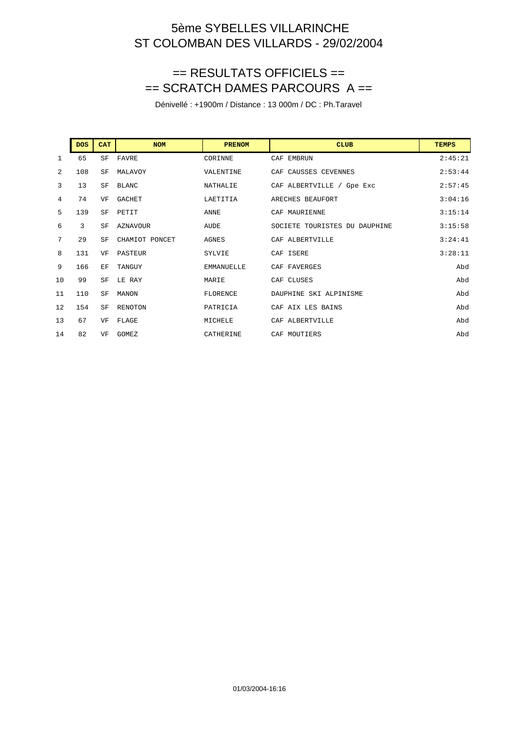# 5ème SYBELLES VILLARINCHE
# ST COLOMBAN DES VILLARDS - 29/02/2004

## == RESULTATS OFFICIELS ==
## == SCRATCH DAMES PARCOURS A ==

Dénivellé : +1900m / Distance : 13 000m / DC : Ph.Taravel

| | DOS | CAT | NOM | PRENOM | CLUB | TEMPS |
|---|---|---|---|---|---|---|
| 1 | 65 | SF | FAVRE | CORINNE | CAF EMBRUN | 2:45:21 |
| 2 | 108 | SF | MALAVOY | VALENTINE | CAF CAUSSES CEVENNES | 2:53:44 |
| 3 | 13 | SF | BLANC | NATHALIE | CAF ALBERTVILLE / Gpe Exc | 2:57:45 |
| 4 | 74 | VF | GACHET | LAETITIA | ARECHES BEAUFORT | 3:04:16 |
| 5 | 139 | SF | PETIT | ANNE | CAF MAURIENNE | 3:15:14 |
| 6 | 3 | SF | AZNAVOUR | AUDE | SOCIETE TOURISTES DU DAUPHINE | 3:15:58 |
| 7 | 29 | SF | CHAMIOT PONCET | AGNES | CAF ALBERTVILLE | 3:24:41 |
| 8 | 131 | VF | PASTEUR | SYLVIE | CAF ISERE | 3:28:11 |
| 9 | 166 | EF | TANGUY | EMMANUELLE | CAF FAVERGES | Abd |
| 10 | 99 | SF | LE RAY | MARIE | CAF CLUSES | Abd |
| 11 | 110 | SF | MANON | FLORENCE | DAUPHINE SKI ALPINISME | Abd |
| 12 | 154 | SF | RENOTON | PATRICIA | CAF AIX LES BAINS | Abd |
| 13 | 67 | VF | FLAGE | MICHELE | CAF ALBERTVILLE | Abd |
| 14 | 82 | VF | GOMEZ | CATHERINE | CAF MOUTIERS | Abd |

01/03/2004-16:16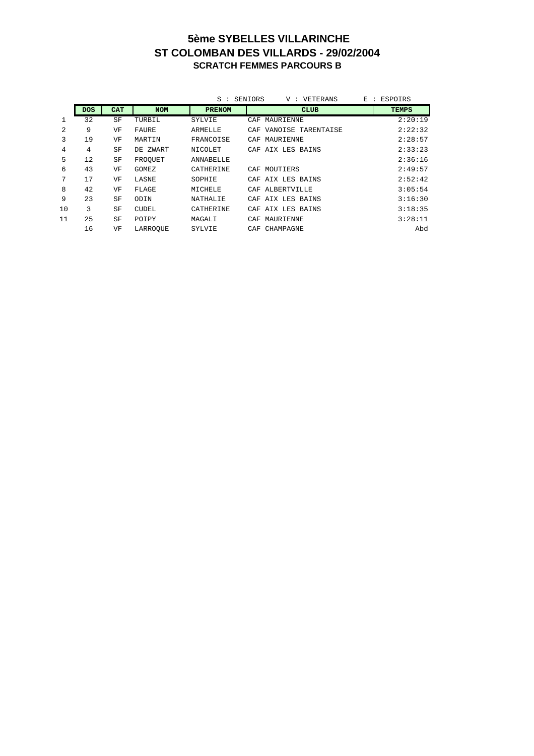# 5ème SYBELLES VILLARINCHE

## ST COLOMBAN DES VILLARDS - 29/02/2004

### SCRATCH FEMMES PARCOURS B

S : SENIORS V : VETERANS E : ESPOIRS

| | DOS | CAT | NOM | PRENOM | CLUB | TEMPS |
|---|---|---|---|---|---|---|
| 1 | 32 | SF | TURBIL | SYLVIE | CAF MAURIENNE | 2:20:19 |
| 2 | 9 | VF | FAURE | ARMELLE | CAF VANOISE TARENTAISE | 2:22:32 |
| 3 | 19 | VF | MARTIN | FRANCOISE | CAF MAURIENNE | 2:28:57 |
| 4 | 4 | SF | DE ZWART | NICOLET | CAF AIX LES BAINS | 2:33:23 |
| 5 | 12 | SF | FROQUET | ANNABELLE | | 2:36:16 |
| 6 | 43 | VF | GOMEZ | CATHERINE | CAF MOUTIERS | 2:49:57 |
| 7 | 17 | VF | LASNE | SOPHIE | CAF AIX LES BAINS | 2:52:42 |
| 8 | 42 | VF | FLAGE | MICHELE | CAF ALBERTVILLE | 3:05:54 |
| 9 | 23 | SF | ODIN | NATHALIE | CAF AIX LES BAINS | 3:16:30 |
| 10 | 3 | SF | CUDEL | CATHERINE | CAF AIX LES BAINS | 3:18:35 |
| 11 | 25 | SF | POIPY | MAGALI | CAF MAURIENNE | 3:28:11 |
| | 16 | VF | LARROQUE | SYLVIE | CAF CHAMPAGNE | Abd |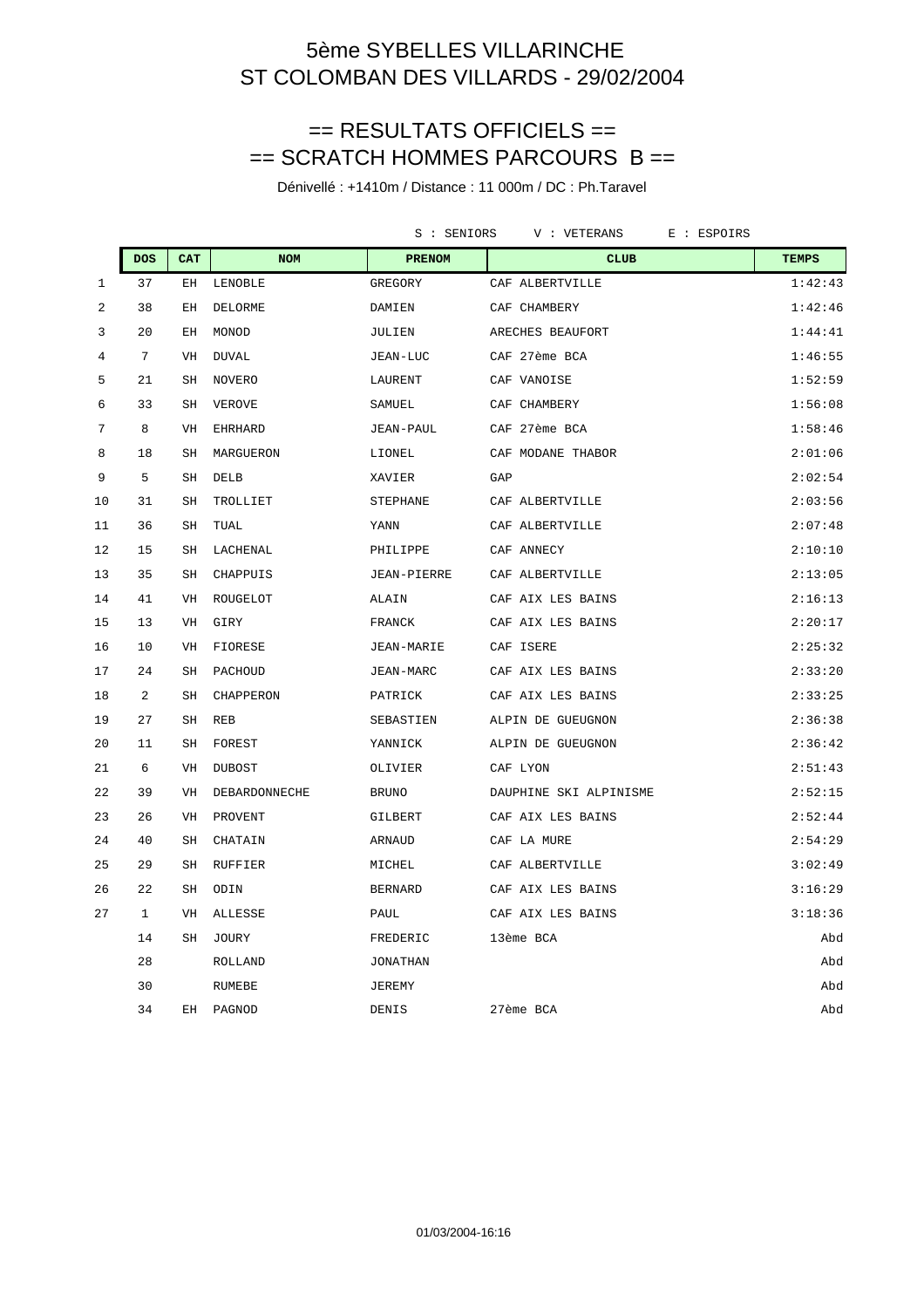# 5ème SYBELLES VILLARINCHE
# ST COLOMBAN DES VILLARDS - 29/02/2004

## == RESULTATS OFFICIELS ==
## == SCRATCH HOMMES PARCOURS B ==

Dénivellé : +1410m / Distance : 11 000m / DC : Ph.Taravel

S : SENIORS V : VETERANS E : ESPOIRS

| | DOS | CAT | NOM | PRENOM | CLUB | TEMPS |
|---|---|---|---|---|---|---|
| 1 | 37 | EH | LENOBLE | GREGORY | CAF ALBERTVILLE | 1:42:43 |
| 2 | 38 | EH | DELORME | DAMIEN | CAF CHAMBERY | 1:42:46 |
| 3 | 20 | EH | MONOD | JULIEN | ARECHES BEAUFORT | 1:44:41 |
| 4 | 7 | VH | DUVAL | JEAN-LUC | CAF 27ème BCA | 1:46:55 |
| 5 | 21 | SH | NOVERO | LAURENT | CAF VANOISE | 1:52:59 |
| 6 | 33 | SH | VEROVE | SAMUEL | CAF CHAMBERY | 1:56:08 |
| 7 | 8 | VH | EHRHARD | JEAN-PAUL | CAF 27ème BCA | 1:58:46 |
| 8 | 18 | SH | MARGUERON | LIONEL | CAF MODANE THABOR | 2:01:06 |
| 9 | 5 | SH | DELB | XAVIER | GAP | 2:02:54 |
| 10 | 31 | SH | TROLLIET | STEPHANE | CAF ALBERTVILLE | 2:03:56 |
| 11 | 36 | SH | TUAL | YANN | CAF ALBERTVILLE | 2:07:48 |
| 12 | 15 | SH | LACHENAL | PHILIPPE | CAF ANNECY | 2:10:10 |
| 13 | 35 | SH | CHAPPUIS | JEAN-PIERRE | CAF ALBERTVILLE | 2:13:05 |
| 14 | 41 | VH | ROUGELOT | ALAIN | CAF AIX LES BAINS | 2:16:13 |
| 15 | 13 | VH | GIRY | FRANCK | CAF AIX LES BAINS | 2:20:17 |
| 16 | 10 | VH | FIORESE | JEAN-MARIE | CAF ISERE | 2:25:32 |
| 17 | 24 | SH | PACHOUD | JEAN-MARC | CAF AIX LES BAINS | 2:33:20 |
| 18 | 2 | SH | CHAPPERON | PATRICK | CAF AIX LES BAINS | 2:33:25 |
| 19 | 27 | SH | REB | SEBASTIEN | ALPIN DE GUEUGNON | 2:36:38 |
| 20 | 11 | SH | FOREST | YANNICK | ALPIN DE GUEUGNON | 2:36:42 |
| 21 | 6 | VH | DUBOST | OLIVIER | CAF LYON | 2:51:43 |
| 22 | 39 | VH | DEBARDONNECHE | BRUNO | DAUPHINE SKI ALPINISME | 2:52:15 |
| 23 | 26 | VH | PROVENT | GILBERT | CAF AIX LES BAINS | 2:52:44 |
| 24 | 40 | SH | CHATAIN | ARNAUD | CAF LA MURE | 2:54:29 |
| 25 | 29 | SH | RUFFIER | MICHEL | CAF ALBERTVILLE | 3:02:49 |
| 26 | 22 | SH | ODIN | BERNARD | CAF AIX LES BAINS | 3:16:29 |
| 27 | 1 | VH | ALLESSE | PAUL | CAF AIX LES BAINS | 3:18:36 |
| | 14 | SH | JOURY | FREDERIC | 13ème BCA | Abd |
| | 28 | | ROLLAND | JONATHAN | | Abd |
| | 30 | | RUMEBE | JEREMY | | Abd |
| | 34 | EH | PAGNOD | DENIS | 27ème BCA | Abd |

01/03/2004-16:16